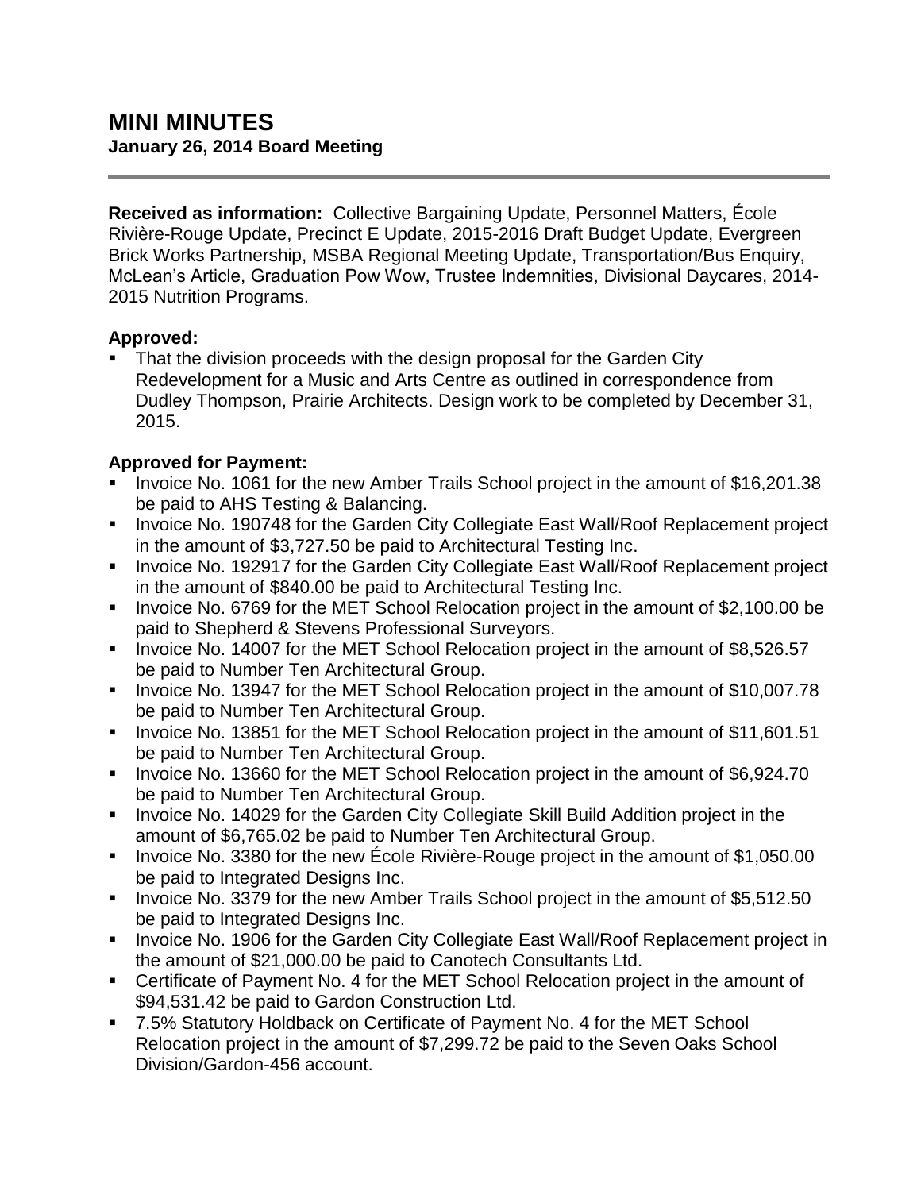# MINI MINUTES

**January 26, 2014 Board Meeting**

---

**Received as information:** Collective Bargaining Update, Personnel Matters, École Rivière-Rouge Update, Precinct E Update, 2015-2016 Draft Budget Update, Evergreen Brick Works Partnership, MSBA Regional Meeting Update, Transportation/Bus Enquiry, McLean's Article, Graduation Pow Wow, Trustee Indemnities, Divisional Daycares, 2014-2015 Nutrition Programs.

**Approved:**

- That the division proceeds with the design proposal for the Garden City Redevelopment for a Music and Arts Centre as outlined in correspondence from Dudley Thompson, Prairie Architects. Design work to be completed by December 31, 2015.

**Approved for Payment:**

- Invoice No. 1061 for the new Amber Trails School project in the amount of $16,201.38 be paid to AHS Testing & Balancing.
- Invoice No. 190748 for the Garden City Collegiate East Wall/Roof Replacement project in the amount of $3,727.50 be paid to Architectural Testing Inc.
- Invoice No. 192917 for the Garden City Collegiate East Wall/Roof Replacement project in the amount of $840.00 be paid to Architectural Testing Inc.
- Invoice No. 6769 for the MET School Relocation project in the amount of $2,100.00 be paid to Shepherd & Stevens Professional Surveyors.
- Invoice No. 14007 for the MET School Relocation project in the amount of $8,526.57 be paid to Number Ten Architectural Group.
- Invoice No. 13947 for the MET School Relocation project in the amount of $10,007.78 be paid to Number Ten Architectural Group.
- Invoice No. 13851 for the MET School Relocation project in the amount of $11,601.51 be paid to Number Ten Architectural Group.
- Invoice No. 13660 for the MET School Relocation project in the amount of $6,924.70 be paid to Number Ten Architectural Group.
- Invoice No. 14029 for the Garden City Collegiate Skill Build Addition project in the amount of $6,765.02 be paid to Number Ten Architectural Group.
- Invoice No. 3380 for the new École Rivière-Rouge project in the amount of $1,050.00 be paid to Integrated Designs Inc.
- Invoice No. 3379 for the new Amber Trails School project in the amount of $5,512.50 be paid to Integrated Designs Inc.
- Invoice No. 1906 for the Garden City Collegiate East Wall/Roof Replacement project in the amount of $21,000.00 be paid to Canotech Consultants Ltd.
- Certificate of Payment No. 4 for the MET School Relocation project in the amount of $94,531.42 be paid to Gardon Construction Ltd.
- 7.5% Statutory Holdback on Certificate of Payment No. 4 for the MET School Relocation project in the amount of $7,299.72 be paid to the Seven Oaks School Division/Gardon-456 account.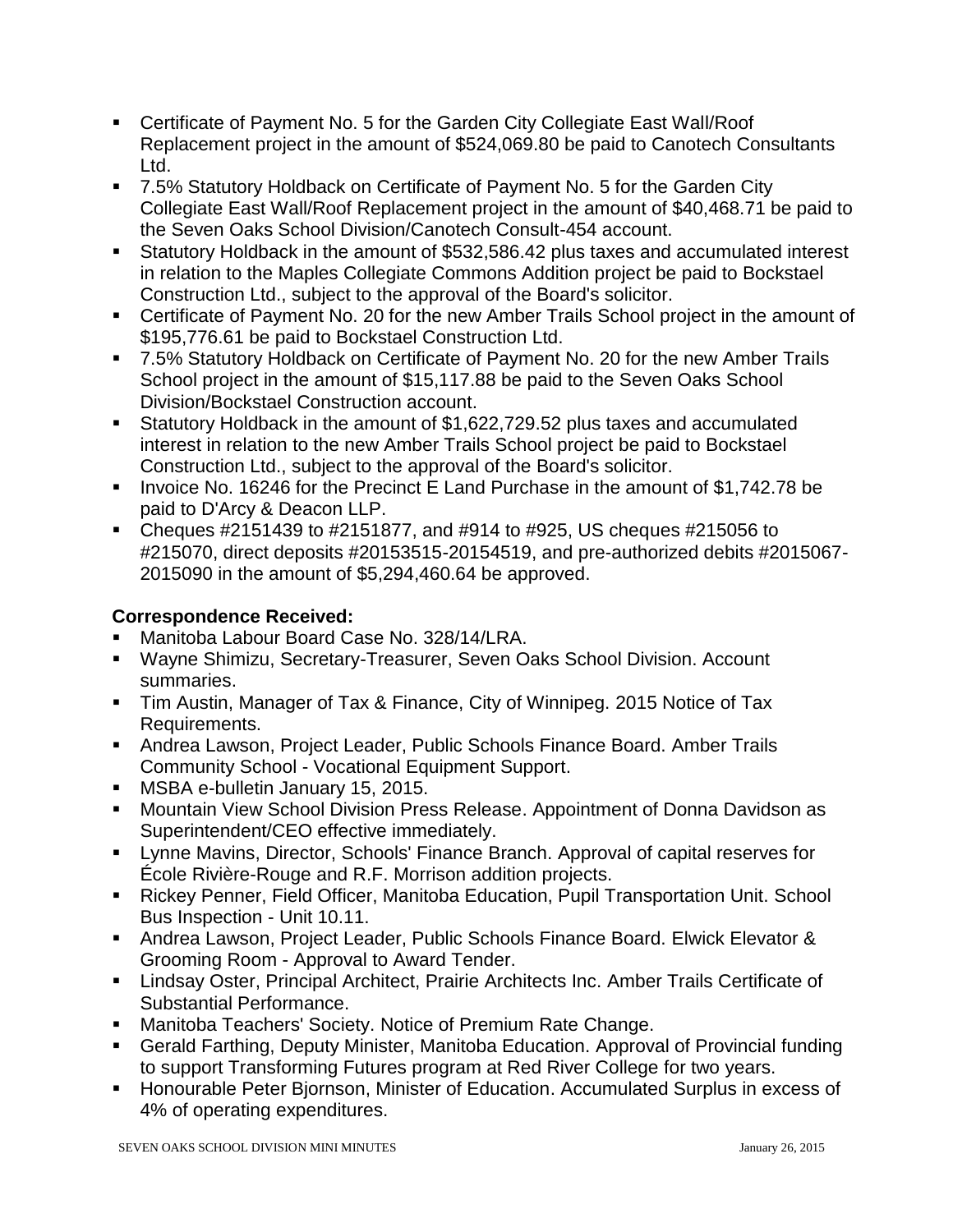- Certificate of Payment No. 5 for the Garden City Collegiate East Wall/Roof Replacement project in the amount of $524,069.80 be paid to Canotech Consultants Ltd.
- 7.5% Statutory Holdback on Certificate of Payment No. 5 for the Garden City Collegiate East Wall/Roof Replacement project in the amount of $40,468.71 be paid to the Seven Oaks School Division/Canotech Consult-454 account.
- Statutory Holdback in the amount of $532,586.42 plus taxes and accumulated interest in relation to the Maples Collegiate Commons Addition project be paid to Bockstael Construction Ltd., subject to the approval of the Board's solicitor.
- Certificate of Payment No. 20 for the new Amber Trails School project in the amount of $195,776.61 be paid to Bockstael Construction Ltd.
- 7.5% Statutory Holdback on Certificate of Payment No. 20 for the new Amber Trails School project in the amount of $15,117.88 be paid to the Seven Oaks School Division/Bockstael Construction account.
- Statutory Holdback in the amount of $1,622,729.52 plus taxes and accumulated interest in relation to the new Amber Trails School project be paid to Bockstael Construction Ltd., subject to the approval of the Board's solicitor.
- Invoice No. 16246 for the Precinct E Land Purchase in the amount of $1,742.78 be paid to D'Arcy & Deacon LLP.
- Cheques #2151439 to #2151877, and #914 to #925, US cheques #215056 to #215070, direct deposits #20153515-20154519, and pre-authorized debits #2015067-2015090 in the amount of $5,294,460.64 be approved.

**Correspondence Received:**

- Manitoba Labour Board Case No. 328/14/LRA.
- Wayne Shimizu, Secretary-Treasurer, Seven Oaks School Division. Account summaries.
- Tim Austin, Manager of Tax & Finance, City of Winnipeg. 2015 Notice of Tax Requirements.
- Andrea Lawson, Project Leader, Public Schools Finance Board. Amber Trails Community School - Vocational Equipment Support.
- MSBA e-bulletin January 15, 2015.
- Mountain View School Division Press Release. Appointment of Donna Davidson as Superintendent/CEO effective immediately.
- Lynne Mavins, Director, Schools' Finance Branch. Approval of capital reserves for École Rivière-Rouge and R.F. Morrison addition projects.
- Rickey Penner, Field Officer, Manitoba Education, Pupil Transportation Unit. School Bus Inspection - Unit 10.11.
- Andrea Lawson, Project Leader, Public Schools Finance Board. Elwick Elevator & Grooming Room - Approval to Award Tender.
- Lindsay Oster, Principal Architect, Prairie Architects Inc. Amber Trails Certificate of Substantial Performance.
- Manitoba Teachers' Society. Notice of Premium Rate Change.
- Gerald Farthing, Deputy Minister, Manitoba Education. Approval of Provincial funding to support Transforming Futures program at Red River College for two years.
- Honourable Peter Bjornson, Minister of Education. Accumulated Surplus in excess of 4% of operating expenditures.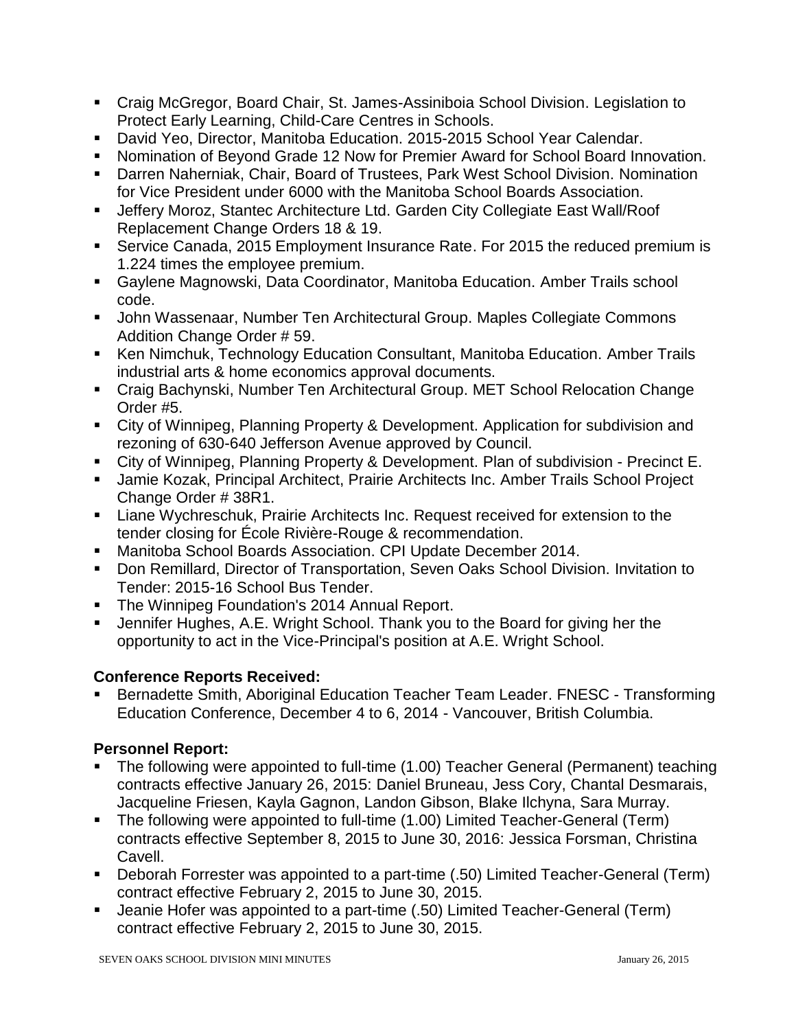- Craig McGregor, Board Chair, St. James-Assiniboia School Division. Legislation to Protect Early Learning, Child-Care Centres in Schools.
- David Yeo, Director, Manitoba Education. 2015-2015 School Year Calendar.
- Nomination of Beyond Grade 12 Now for Premier Award for School Board Innovation.
- Darren Naherniak, Chair, Board of Trustees, Park West School Division. Nomination for Vice President under 6000 with the Manitoba School Boards Association.
- Jeffery Moroz, Stantec Architecture Ltd. Garden City Collegiate East Wall/Roof Replacement Change Orders 18 & 19.
- Service Canada, 2015 Employment Insurance Rate. For 2015 the reduced premium is 1.224 times the employee premium.
- Gaylene Magnowski, Data Coordinator, Manitoba Education. Amber Trails school code.
- John Wassenaar, Number Ten Architectural Group. Maples Collegiate Commons Addition Change Order # 59.
- Ken Nimchuk, Technology Education Consultant, Manitoba Education. Amber Trails industrial arts & home economics approval documents.
- Craig Bachynski, Number Ten Architectural Group. MET School Relocation Change Order #5.
- City of Winnipeg, Planning Property & Development. Application for subdivision and rezoning of 630-640 Jefferson Avenue approved by Council.
- City of Winnipeg, Planning Property & Development. Plan of subdivision - Precinct E.
- Jamie Kozak, Principal Architect, Prairie Architects Inc. Amber Trails School Project Change Order # 38R1.
- Liane Wychreschuk, Prairie Architects Inc. Request received for extension to the tender closing for École Rivière-Rouge & recommendation.
- Manitoba School Boards Association. CPI Update December 2014.
- Don Remillard, Director of Transportation, Seven Oaks School Division. Invitation to Tender: 2015-16 School Bus Tender.
- The Winnipeg Foundation's 2014 Annual Report.
- Jennifer Hughes, A.E. Wright School. Thank you to the Board for giving her the opportunity to act in the Vice-Principal's position at A.E. Wright School.

**Conference Reports Received:**

- Bernadette Smith, Aboriginal Education Teacher Team Leader. FNESC - Transforming Education Conference, December 4 to 6, 2014 - Vancouver, British Columbia.

**Personnel Report:**

- The following were appointed to full-time (1.00) Teacher General (Permanent) teaching contracts effective January 26, 2015: Daniel Bruneau, Jess Cory, Chantal Desmarais, Jacqueline Friesen, Kayla Gagnon, Landon Gibson, Blake Ilchyna, Sara Murray.
- The following were appointed to full-time (1.00) Limited Teacher-General (Term) contracts effective September 8, 2015 to June 30, 2016: Jessica Forsman, Christina Cavell.
- Deborah Forrester was appointed to a part-time (.50) Limited Teacher-General (Term) contract effective February 2, 2015 to June 30, 2015.
- Jeanie Hofer was appointed to a part-time (.50) Limited Teacher-General (Term) contract effective February 2, 2015 to June 30, 2015.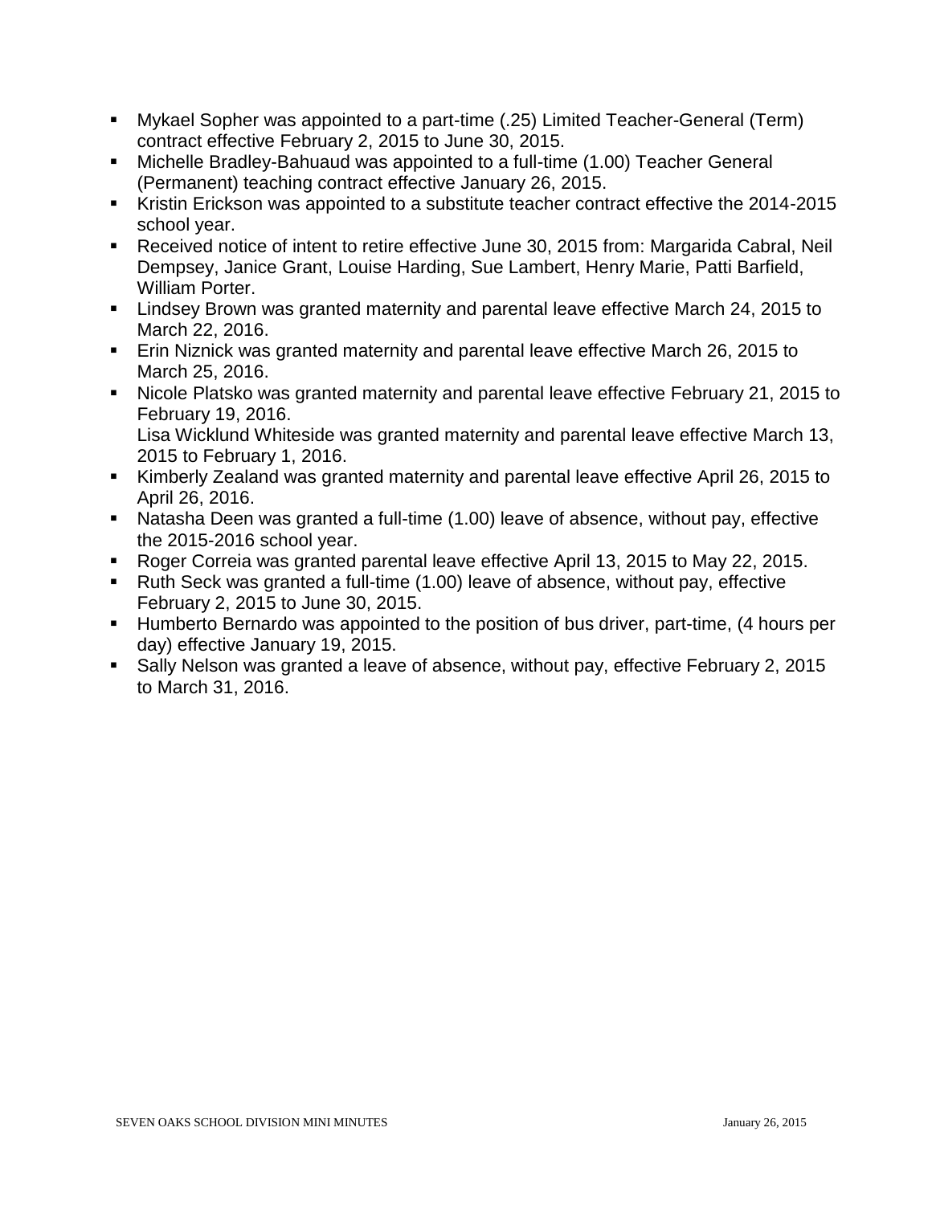- Mykael Sopher was appointed to a part-time (.25) Limited Teacher-General (Term) contract effective February 2, 2015 to June 30, 2015.
- Michelle Bradley-Bahuaud was appointed to a full-time (1.00) Teacher General (Permanent) teaching contract effective January 26, 2015.
- Kristin Erickson was appointed to a substitute teacher contract effective the 2014-2015 school year.
- Received notice of intent to retire effective June 30, 2015 from: Margarida Cabral, Neil Dempsey, Janice Grant, Louise Harding, Sue Lambert, Henry Marie, Patti Barfield, William Porter.
- Lindsey Brown was granted maternity and parental leave effective March 24, 2015 to March 22, 2016.
- Erin Niznick was granted maternity and parental leave effective March 26, 2015 to March 25, 2016.
- Nicole Platsko was granted maternity and parental leave effective February 21, 2015 to February 19, 2016.
  Lisa Wicklund Whiteside was granted maternity and parental leave effective March 13, 2015 to February 1, 2016.
- Kimberly Zealand was granted maternity and parental leave effective April 26, 2015 to April 26, 2016.
- Natasha Deen was granted a full-time (1.00) leave of absence, without pay, effective the 2015-2016 school year.
- Roger Correia was granted parental leave effective April 13, 2015 to May 22, 2015.
- Ruth Seck was granted a full-time (1.00) leave of absence, without pay, effective February 2, 2015 to June 30, 2015.
- Humberto Bernardo was appointed to the position of bus driver, part-time, (4 hours per day) effective January 19, 2015.
- Sally Nelson was granted a leave of absence, without pay, effective February 2, 2015 to March 31, 2016.